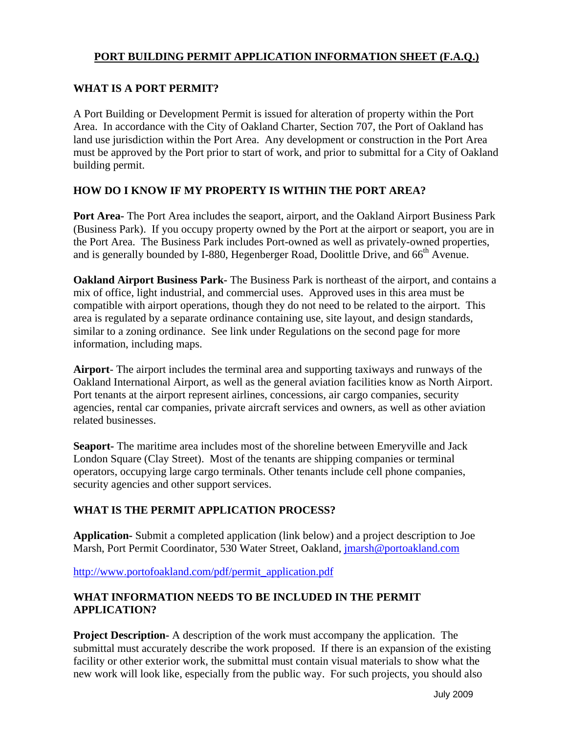# PORT BUILDING PERMIT APPLICATION INFORMATION SHEET (F.A.Q.)

## WHAT IS A PORT PERMIT?

A Port Building or Development Permit is issued for alteration of property within the Port Area. In accordance with the City of Oakland Charter, Section 707, the Port of Oakland has land use jurisdiction within the Port Area. Any development or construction in the Port Area must be approved by the Port prior to start of work, and prior to submittal for a City of Oakland building permit.

## HOW DO I KNOW IF MY PROPERTY IS WITHIN THE PORT AREA?

**Port Area-** The Port Area includes the seaport, airport, and the Oakland Airport Business Park (Business Park). If you occupy property owned by the Port at the airport or seaport, you are in the Port Area. The Business Park includes Port-owned as well as privately-owned properties, and is generally bounded by I-880, Hegenberger Road, Doolittle Drive, and 66th Avenue.

**Oakland Airport Business Park-** The Business Park is northeast of the airport, and contains a mix of office, light industrial, and commercial uses. Approved uses in this area must be compatible with airport operations, though they do not need to be related to the airport. This area is regulated by a separate ordinance containing use, site layout, and design standards, similar to a zoning ordinance. See link under Regulations on the second page for more information, including maps.

**Airport-** The airport includes the terminal area and supporting taxiways and runways of the Oakland International Airport, as well as the general aviation facilities know as North Airport. Port tenants at the airport represent airlines, concessions, air cargo companies, security agencies, rental car companies, private aircraft services and owners, as well as other aviation related businesses.

**Seaport-** The maritime area includes most of the shoreline between Emeryville and Jack London Square (Clay Street). Most of the tenants are shipping companies or terminal operators, occupying large cargo terminals. Other tenants include cell phone companies, security agencies and other support services.

## WHAT IS THE PERMIT APPLICATION PROCESS?

**Application-** Submit a completed application (link below) and a project description to Joe Marsh, Port Permit Coordinator, 530 Water Street, Oakland, jmarsh@portoakland.com

http://www.portofoakland.com/pdf/permit_application.pdf

## WHAT INFORMATION NEEDS TO BE INCLUDED IN THE PERMIT APPLICATION?

**Project Description-** A description of the work must accompany the application. The submittal must accurately describe the work proposed. If there is an expansion of the existing facility or other exterior work, the submittal must contain visual materials to show what the new work will look like, especially from the public way. For such projects, you should also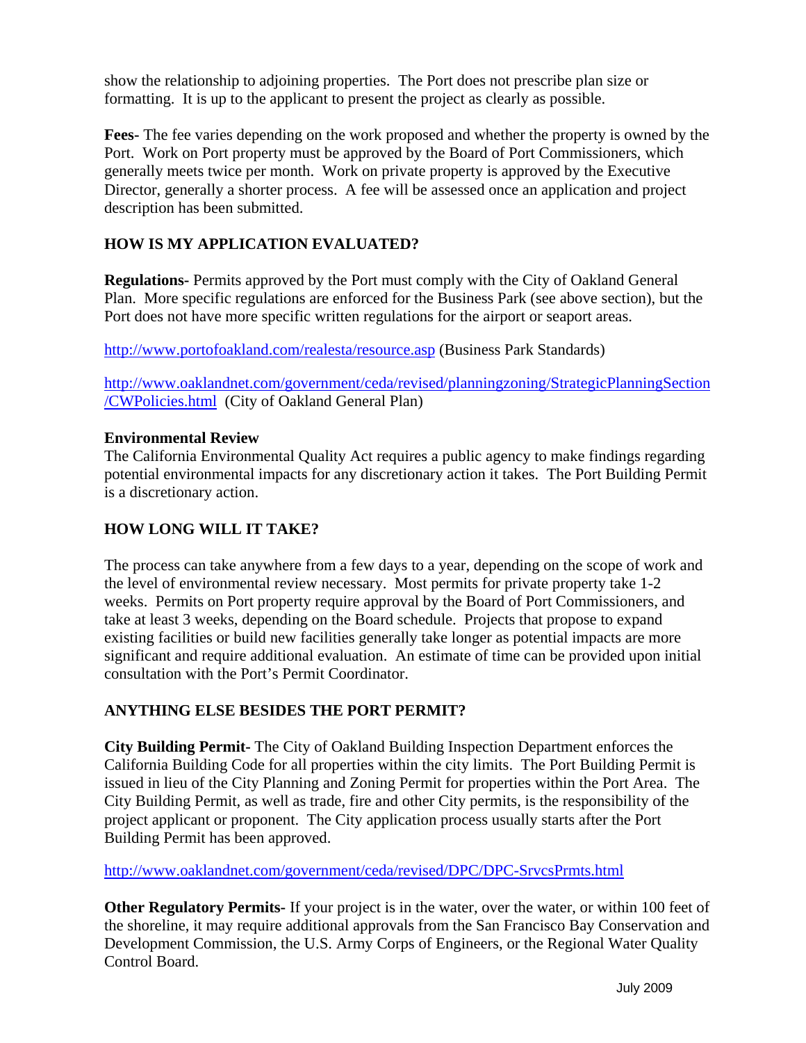show the relationship to adjoining properties. The Port does not prescribe plan size or formatting. It is up to the applicant to present the project as clearly as possible.

**Fees-** The fee varies depending on the work proposed and whether the property is owned by the Port. Work on Port property must be approved by the Board of Port Commissioners, which generally meets twice per month. Work on private property is approved by the Executive Director, generally a shorter process. A fee will be assessed once an application and project description has been submitted.

## HOW IS MY APPLICATION EVALUATED?

**Regulations-** Permits approved by the Port must comply with the City of Oakland General Plan. More specific regulations are enforced for the Business Park (see above section), but the Port does not have more specific written regulations for the airport or seaport areas.

http://www.portofoakland.com/realesta/resource.asp (Business Park Standards)

http://www.oaklandnet.com/government/ceda/revised/planningzoning/StrategicPlanningSection/CWPolicies.html (City of Oakland General Plan)

**Environmental Review**

The California Environmental Quality Act requires a public agency to make findings regarding potential environmental impacts for any discretionary action it takes. The Port Building Permit is a discretionary action.

## HOW LONG WILL IT TAKE?

The process can take anywhere from a few days to a year, depending on the scope of work and the level of environmental review necessary. Most permits for private property take 1-2 weeks. Permits on Port property require approval by the Board of Port Commissioners, and take at least 3 weeks, depending on the Board schedule. Projects that propose to expand existing facilities or build new facilities generally take longer as potential impacts are more significant and require additional evaluation. An estimate of time can be provided upon initial consultation with the Port's Permit Coordinator.

## ANYTHING ELSE BESIDES THE PORT PERMIT?

**City Building Permit-** The City of Oakland Building Inspection Department enforces the California Building Code for all properties within the city limits. The Port Building Permit is issued in lieu of the City Planning and Zoning Permit for properties within the Port Area. The City Building Permit, as well as trade, fire and other City permits, is the responsibility of the project applicant or proponent. The City application process usually starts after the Port Building Permit has been approved.

http://www.oaklandnet.com/government/ceda/revised/DPC/DPC-SrvcsPrmts.html

**Other Regulatory Permits-** If your project is in the water, over the water, or within 100 feet of the shoreline, it may require additional approvals from the San Francisco Bay Conservation and Development Commission, the U.S. Army Corps of Engineers, or the Regional Water Quality Control Board.

July 2009